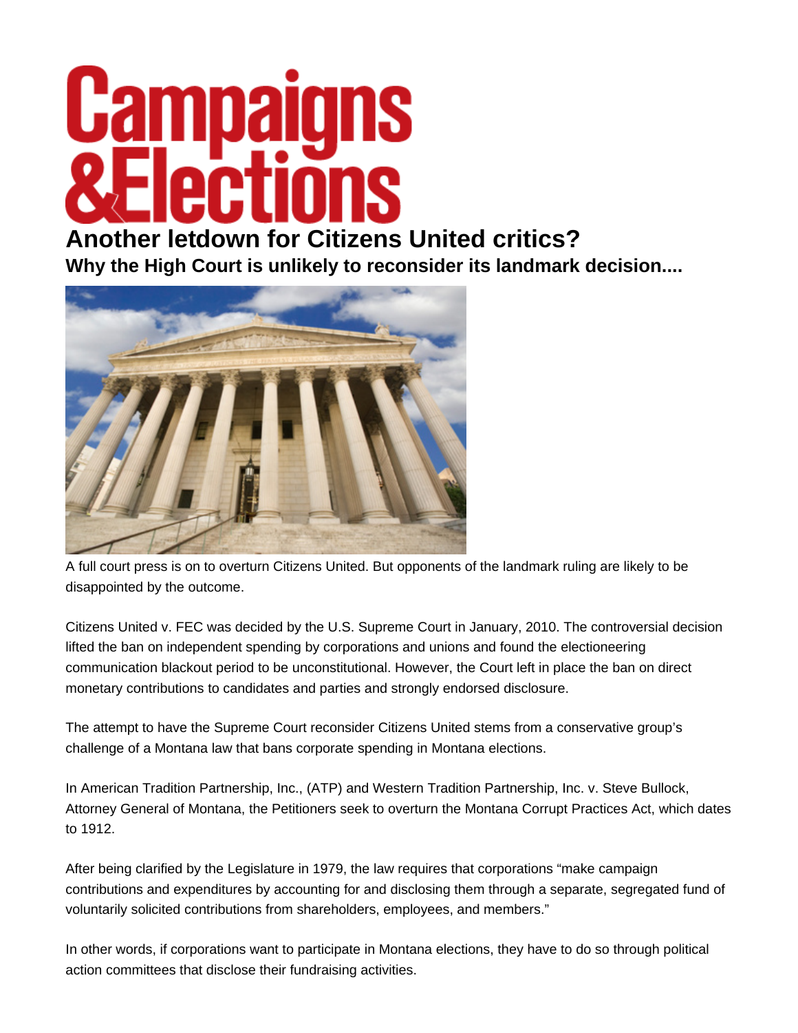# Campaigns & Elections

## Another letdown for Citizens United critics?

### Why the High Court is unlikely to reconsider its landmark decision....

A full court press is on to overturn Citizens United. But opponents of the landmark ruling are likely to be disappointed by the outcome.

Citizens United v. FEC was decided by the U.S. Supreme Court in January, 2010. The controversial decision lifted the ban on independent spending by corporations and unions and found the electioneering communication blackout period to be unconstitutional. However, the Court left in place the ban on direct monetary contributions to candidates and parties and strongly endorsed disclosure.

The attempt to have the Supreme Court reconsider Citizens United stems from a conservative group's challenge of a Montana law that bans corporate spending in Montana elections.

In American Tradition Partnership, Inc., (ATP) and Western Tradition Partnership, Inc. v. Steve Bullock, Attorney General of Montana, the Petitioners seek to overturn the Montana Corrupt Practices Act, which dates to 1912.

After being clarified by the Legislature in 1979, the law requires that corporations "make campaign contributions and expenditures by accounting for and disclosing them through a separate, segregated fund of voluntarily solicited contributions from shareholders, employees, and members."

In other words, if corporations want to participate in Montana elections, they have to do so through political action committees that disclose their fundraising activities.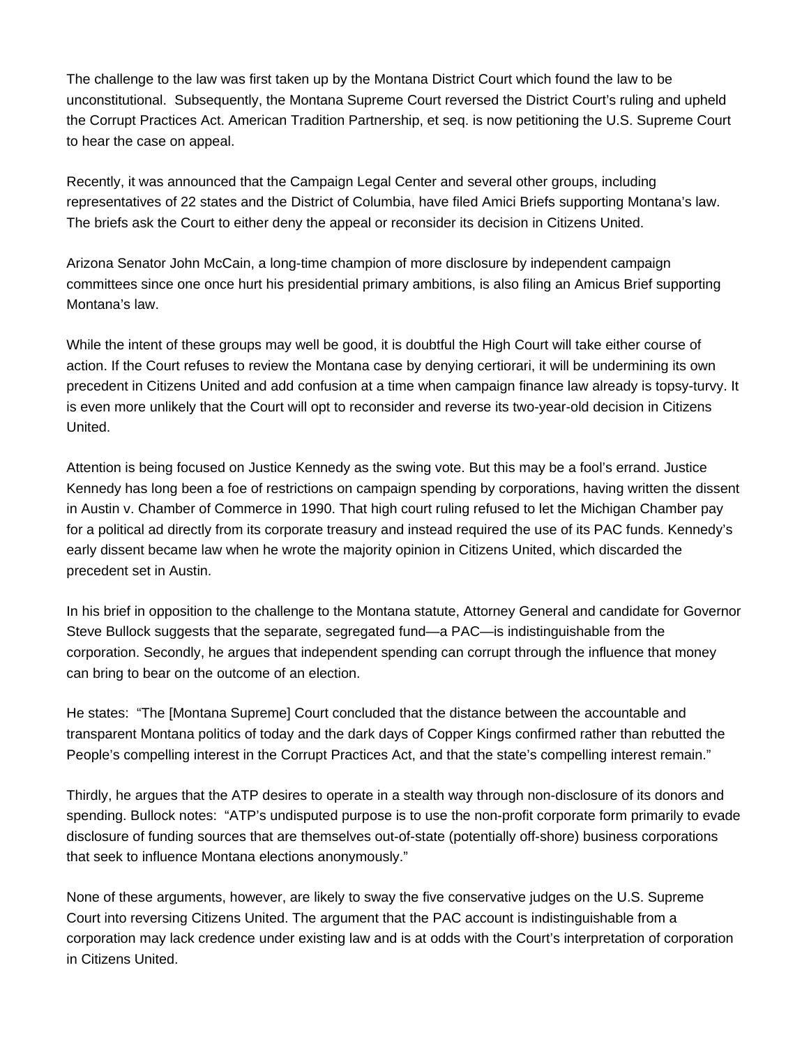The challenge to the law was first taken up by the Montana District Court which found the law to be unconstitutional. Subsequently, the Montana Supreme Court reversed the District Court's ruling and upheld the Corrupt Practices Act. American Tradition Partnership, et seq. is now petitioning the U.S. Supreme Court to hear the case on appeal.

Recently, it was announced that the Campaign Legal Center and several other groups, including representatives of 22 states and the District of Columbia, have filed Amici Briefs supporting Montana's law. The briefs ask the Court to either deny the appeal or reconsider its decision in Citizens United.

Arizona Senator John McCain, a long-time champion of more disclosure by independent campaign committees since one once hurt his presidential primary ambitions, is also filing an Amicus Brief supporting Montana's law.

While the intent of these groups may well be good, it is doubtful the High Court will take either course of action. If the Court refuses to review the Montana case by denying certiorari, it will be undermining its own precedent in Citizens United and add confusion at a time when campaign finance law already is topsy-turvy. It is even more unlikely that the Court will opt to reconsider and reverse its two-year-old decision in Citizens United.

Attention is being focused on Justice Kennedy as the swing vote. But this may be a fool's errand. Justice Kennedy has long been a foe of restrictions on campaign spending by corporations, having written the dissent in Austin v. Chamber of Commerce in 1990. That high court ruling refused to let the Michigan Chamber pay for a political ad directly from its corporate treasury and instead required the use of its PAC funds. Kennedy's early dissent became law when he wrote the majority opinion in Citizens United, which discarded the precedent set in Austin.

In his brief in opposition to the challenge to the Montana statute, Attorney General and candidate for Governor Steve Bullock suggests that the separate, segregated fund—a PAC—is indistinguishable from the corporation. Secondly, he argues that independent spending can corrupt through the influence that money can bring to bear on the outcome of an election.

He states: "The [Montana Supreme] Court concluded that the distance between the accountable and transparent Montana politics of today and the dark days of Copper Kings confirmed rather than rebutted the People's compelling interest in the Corrupt Practices Act, and that the state's compelling interest remain."

Thirdly, he argues that the ATP desires to operate in a stealth way through non-disclosure of its donors and spending. Bullock notes: "ATP's undisputed purpose is to use the non-profit corporate form primarily to evade disclosure of funding sources that are themselves out-of-state (potentially off-shore) business corporations that seek to influence Montana elections anonymously."

None of these arguments, however, are likely to sway the five conservative judges on the U.S. Supreme Court into reversing Citizens United. The argument that the PAC account is indistinguishable from a corporation may lack credence under existing law and is at odds with the Court's interpretation of corporation in Citizens United.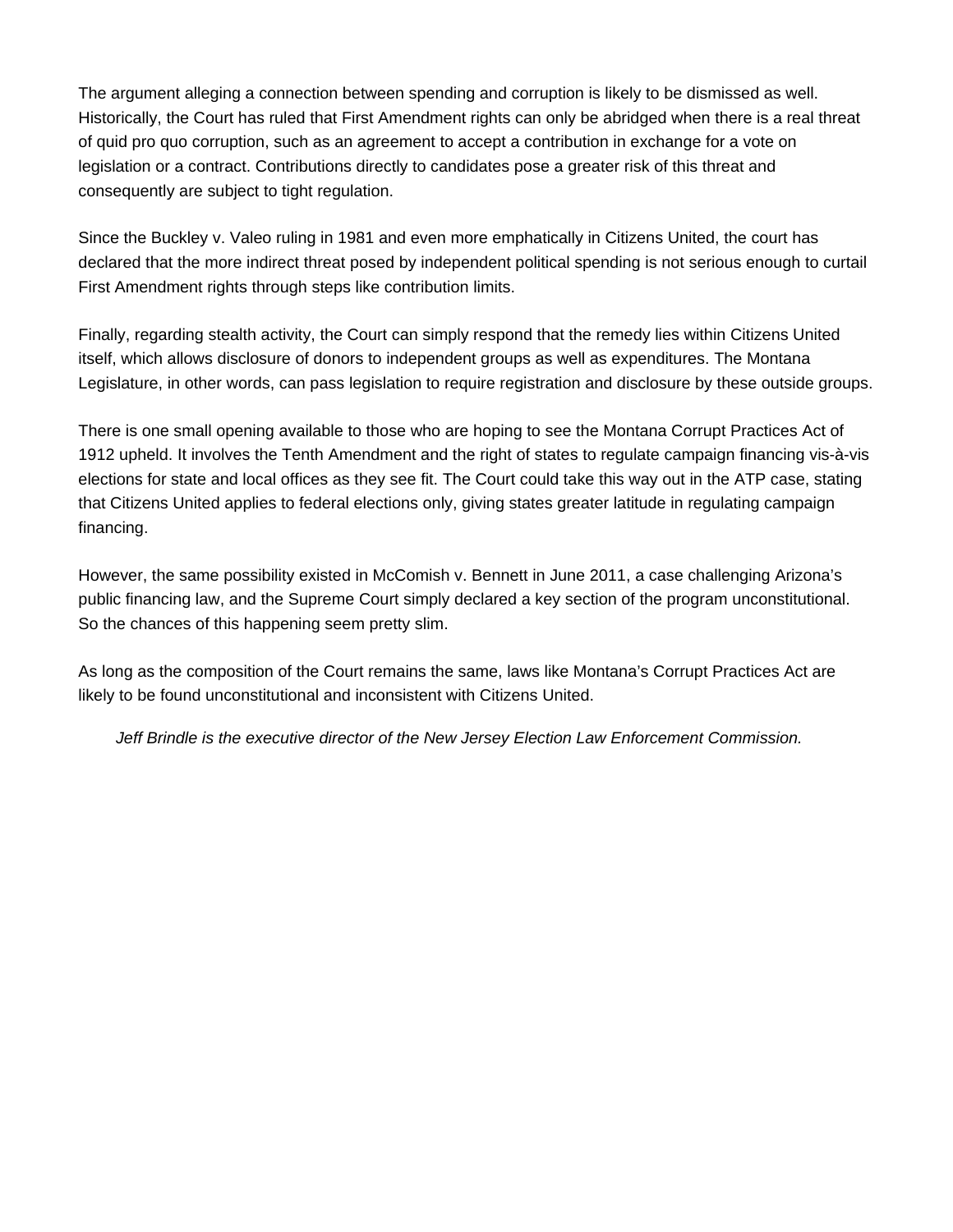The argument alleging a connection between spending and corruption is likely to be dismissed as well. Historically, the Court has ruled that First Amendment rights can only be abridged when there is a real threat of quid pro quo corruption, such as an agreement to accept a contribution in exchange for a vote on legislation or a contract. Contributions directly to candidates pose a greater risk of this threat and consequently are subject to tight regulation.

Since the Buckley v. Valeo ruling in 1981 and even more emphatically in Citizens United, the court has declared that the more indirect threat posed by independent political spending is not serious enough to curtail First Amendment rights through steps like contribution limits.

Finally, regarding stealth activity, the Court can simply respond that the remedy lies within Citizens United itself, which allows disclosure of donors to independent groups as well as expenditures. The Montana Legislature, in other words, can pass legislation to require registration and disclosure by these outside groups.

There is one small opening available to those who are hoping to see the Montana Corrupt Practices Act of 1912 upheld. It involves the Tenth Amendment and the right of states to regulate campaign financing vis-à-vis elections for state and local offices as they see fit. The Court could take this way out in the ATP case, stating that Citizens United applies to federal elections only, giving states greater latitude in regulating campaign financing.

However, the same possibility existed in McComish v. Bennett in June 2011, a case challenging Arizona's public financing law, and the Supreme Court simply declared a key section of the program unconstitutional. So the chances of this happening seem pretty slim.

As long as the composition of the Court remains the same, laws like Montana's Corrupt Practices Act are likely to be found unconstitutional and inconsistent with Citizens United.

*Jeff Brindle is the executive director of the New Jersey Election Law Enforcement Commission.*